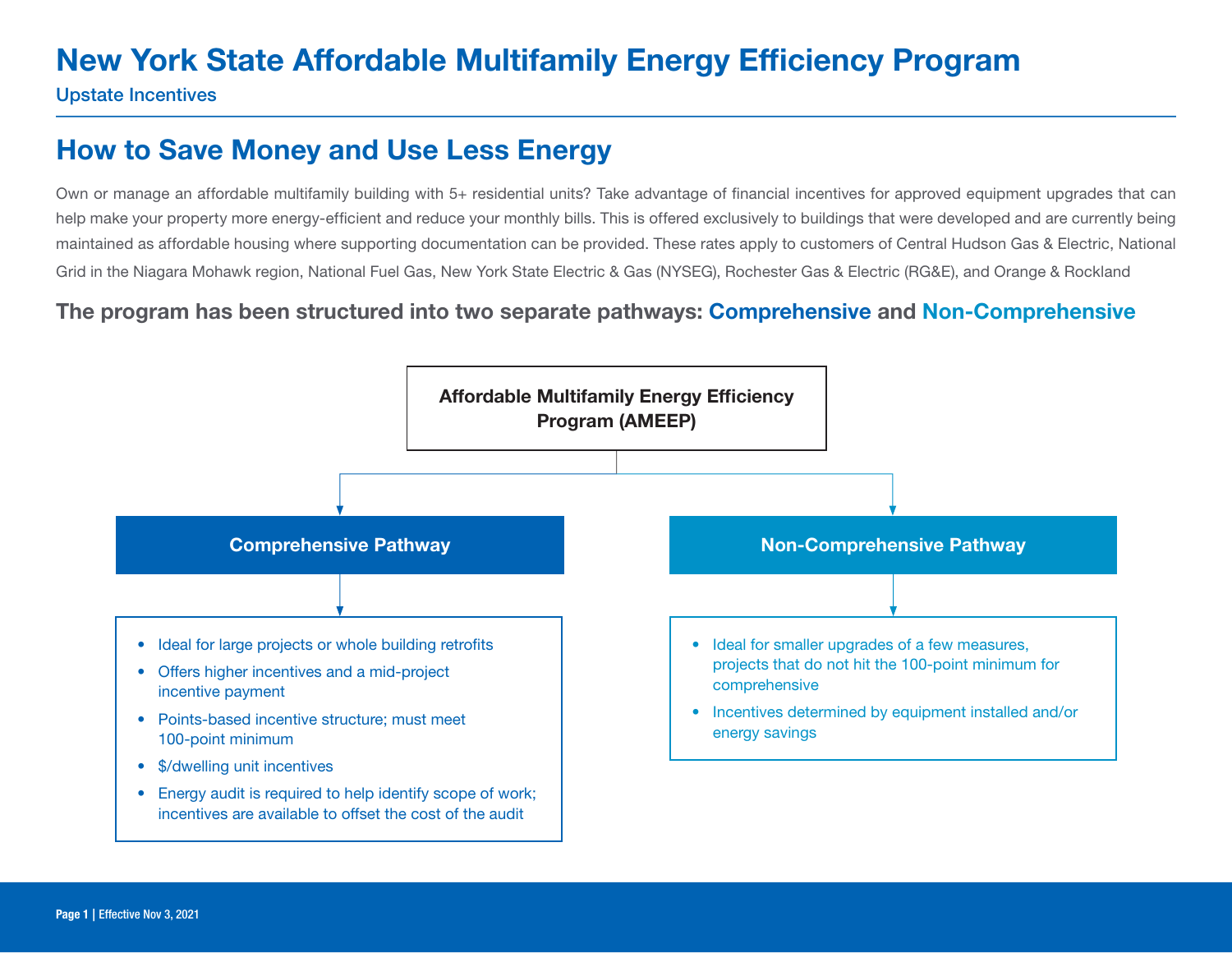# New York State Affordable Multifamily Energy Efficiency Program

Upstate Incentives

## How to Save Money and Use Less Energy

Own or manage an affordable multifamily building with 5+ residential units? Take advantage of financial incentives for approved equipment upgrades that can help make your property more energy-efficient and reduce your monthly bills. This is offered exclusively to buildings that were developed and are currently being maintained as affordable housing where supporting documentation can be provided. These rates apply to customers of Central Hudson Gas & Electric, National Grid in the Niagara Mohawk region, National Fuel Gas, New York State Electric & Gas (NYSEG), Rochester Gas & Electric (RG&E), and Orange & Rockland

### The program has been structured into two separate pathways: Comprehensive and Non-Comprehensive

**Affordable Multifamily Energy Efficiency Program (AMEEP)**

**Comprehensive Pathway**

- Ideal for large projects or whole building retrofits
- Offers higher incentives and a mid-project incentive payment
- Points-based incentive structure; must meet 100-point minimum
- $/dwelling unit incentives
- Energy audit is required to help identify scope of work; incentives are available to offset the cost of the audit

**Non-Comprehensive Pathway**

- Ideal for smaller upgrades of a few measures, projects that do not hit the 100-point minimum for comprehensive
- Incentives determined by equipment installed and/or energy savings

Effective Nov 3, 2021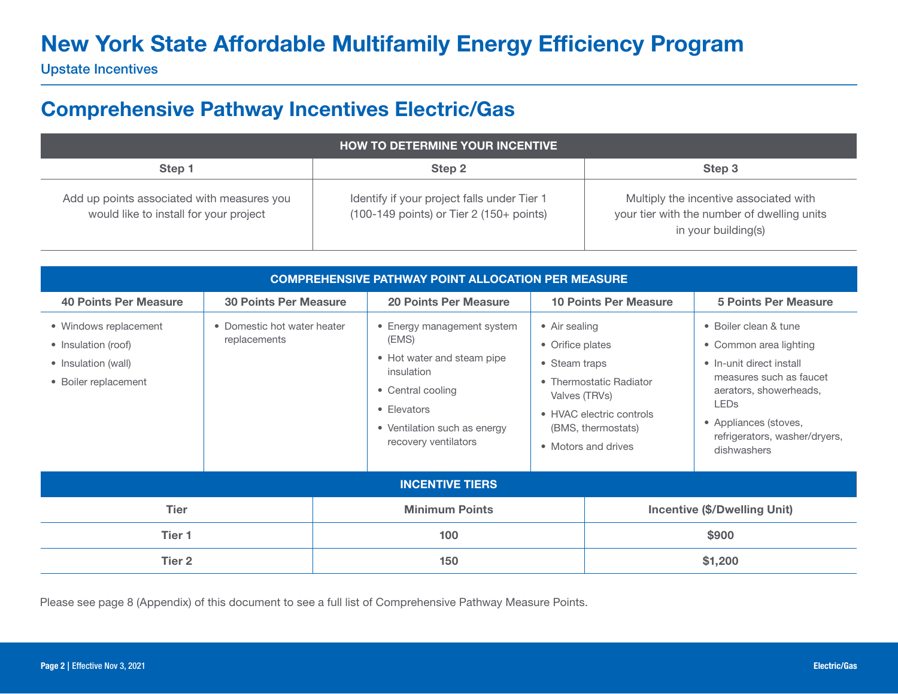# New York State Affordable Multifamily Energy Efficiency Program

Upstate Incentives

## Comprehensive Pathway Incentives Electric/Gas

| HOW TO DETERMINE YOUR INCENTIVE | | |
|---|---|---|
| **Step 1** | **Step 2** | **Step 3** |
| Add up points associated with measures you would like to install for your project | Identify if your project falls under Tier 1 (100-149 points) or Tier 2 (150+ points) | Multiply the incentive associated with your tier with the number of dwelling units in your building(s) |

| COMPREHENSIVE PATHWAY POINT ALLOCATION PER MEASURE | | | | |
|---|---|---|---|---|
| **40 Points Per Measure** | **30 Points Per Measure** | **20 Points Per Measure** | **10 Points Per Measure** | **5 Points Per Measure** |
| • Windows replacement<br>• Insulation (roof)<br>• Insulation (wall)<br>• Boiler replacement | • Domestic hot water heater replacements | • Energy management system (EMS)<br>• Hot water and steam pipe insulation<br>• Central cooling<br>• Elevators<br>• Ventilation such as energy recovery ventilators | • Air sealing<br>• Orifice plates<br>• Steam traps<br>• Thermostatic Radiator Valves (TRVs)<br>• HVAC electric controls (BMS, thermostats)<br>• Motors and drives | • Boiler clean & tune<br>• Common area lighting<br>• In-unit direct install measures such as faucet aerators, showerheads, LEDs<br>• Appliances (stoves, refrigerators, washer/dryers, dishwashers |

| INCENTIVE TIERS | | |
|---|---|---|
| **Tier** | **Minimum Points** | **Incentive ($/Dwelling Unit)** |
| **Tier 1** | **100** | **$900** |
| **Tier 2** | **150** | **$1,200** |

Please see page 8 (Appendix) of this document to see a full list of Comprehensive Pathway Measure Points.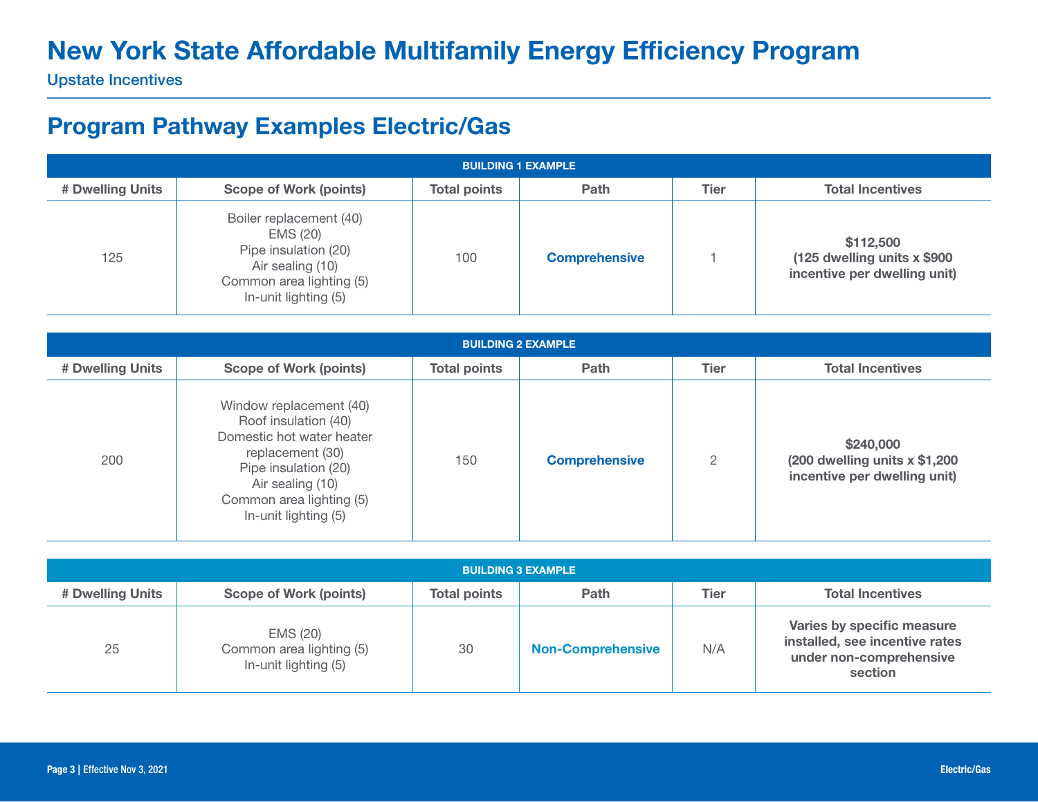# New York State Affordable Multifamily Energy Efficiency Program

Upstate Incentives

## Program Pathway Examples Electric/Gas

**BUILDING 1 EXAMPLE**

| # Dwelling Units | Scope of Work (points) | Total points | Path | Tier | Total Incentives |
|---|---|---|---|---|---|
| 125 | Boiler replacement (40)<br>EMS (20)<br>Pipe insulation (20)<br>Air sealing (10)<br>Common area lighting (5)<br>In-unit lighting (5) | 100 | **Comprehensive** | 1 | **$112,500 (125 dwelling units x $900 incentive per dwelling unit)** |

**BUILDING 2 EXAMPLE**

| # Dwelling Units | Scope of Work (points) | Total points | Path | Tier | Total Incentives |
|---|---|---|---|---|---|
| 200 | Window replacement (40)<br>Roof insulation (40)<br>Domestic hot water heater replacement (30)<br>Pipe insulation (20)<br>Air sealing (10)<br>Common area lighting (5)<br>In-unit lighting (5) | 150 | **Comprehensive** | 2 | **$240,000 (200 dwelling units x $1,200 incentive per dwelling unit)** |

**BUILDING 3 EXAMPLE**

| # Dwelling Units | Scope of Work (points) | Total points | Path | Tier | Total Incentives |
|---|---|---|---|---|---|
| 25 | EMS (20)<br>Common area lighting (5)<br>In-unit lighting (5) | 30 | **Non-Comprehensive** | N/A | **Varies by specific measure installed, see incentive rates under non-comprehensive section** |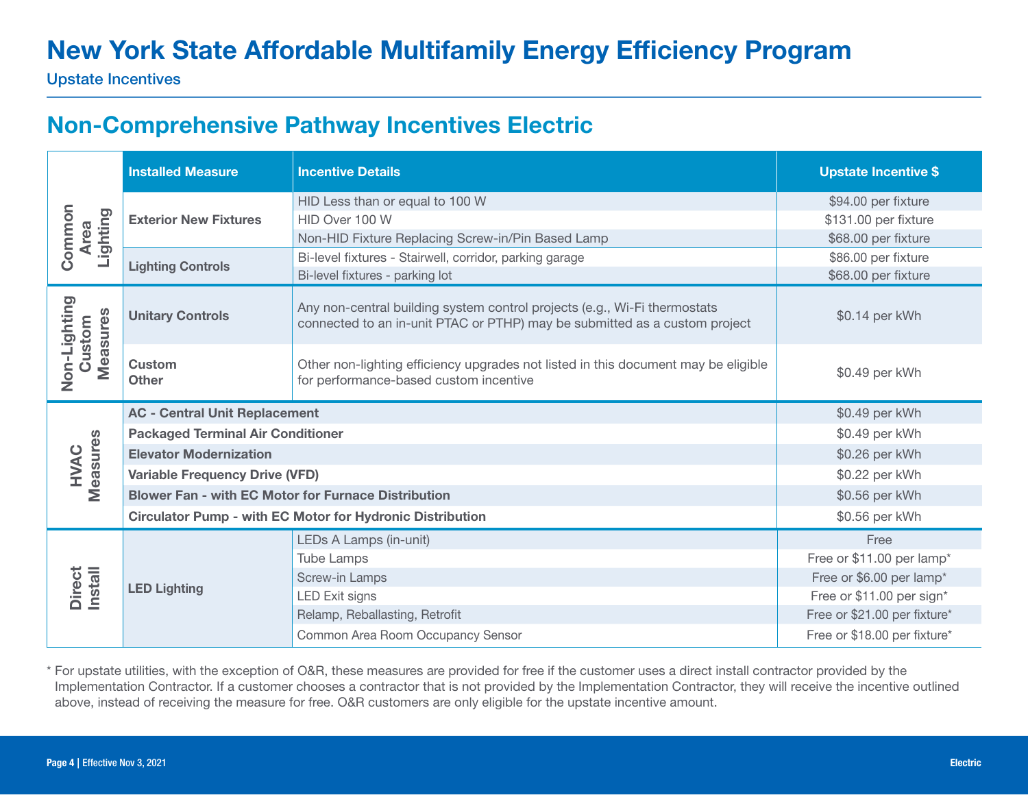# New York State Affordable Multifamily Energy Efficiency Program

Upstate Incentives

## Non-Comprehensive Pathway Incentives Electric

| | Installed Measure | Incentive Details | Upstate Incentive $ |
|---|---|---|---|
| Common Area Lighting | **Exterior New Fixtures** | HID Less than or equal to 100 W | $94.00 per fixture |
| | | HID Over 100 W | $131.00 per fixture |
| | | Non-HID Fixture Replacing Screw-in/Pin Based Lamp | $68.00 per fixture |
| | **Lighting Controls** | Bi-level fixtures - Stairwell, corridor, parking garage | $86.00 per fixture |
| | | Bi-level fixtures - parking lot | $68.00 per fixture |
| Non-Lighting Custom Measures | **Unitary Controls** | Any non-central building system control projects (e.g., Wi-Fi thermostats connected to an in-unit PTAC or PTHP) may be submitted as a custom project | $0.14 per kWh |
| | **Custom Other** | Other non-lighting efficiency upgrades not listed in this document may be eligible for performance-based custom incentive | $0.49 per kWh |
| HVAC Measures | **AC - Central Unit Replacement** | | $0.49 per kWh |
| | **Packaged Terminal Air Conditioner** | | $0.49 per kWh |
| | **Elevator Modernization** | | $0.26 per kWh |
| | **Variable Frequency Drive (VFD)** | | $0.22 per kWh |
| | **Blower Fan - with EC Motor for Furnace Distribution** | | $0.56 per kWh |
| | **Circulator Pump - with EC Motor for Hydronic Distribution** | | $0.56 per kWh |
| Direct Install | **LED Lighting** | LEDs A Lamps (in-unit) | Free |
| | | Tube Lamps | Free or $11.00 per lamp* |
| | | Screw-in Lamps | Free or $6.00 per lamp* |
| | | LED Exit signs | Free or $11.00 per sign* |
| | | Relamp, Reballasting, Retrofit | Free or $21.00 per fixture* |
| | | Common Area Room Occupancy Sensor | Free or $18.00 per fixture* |

* For upstate utilities, with the exception of O&R, these measures are provided for free if the customer uses a direct install contractor provided by the Implementation Contractor. If a customer chooses a contractor that is not provided by the Implementation Contractor, they will receive the incentive outlined above, instead of receiving the measure for free. O&R customers are only eligible for the upstate incentive amount.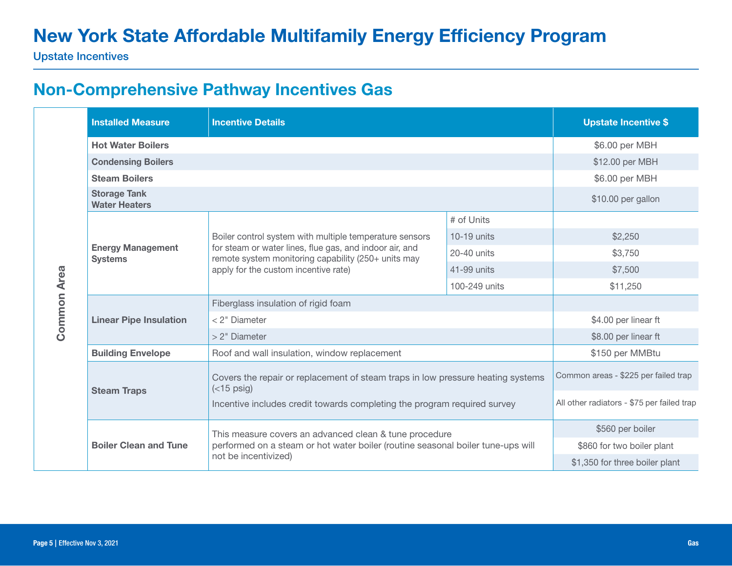# New York State Affordable Multifamily Energy Efficiency Program

Upstate Incentives

## Non-Comprehensive Pathway Incentives Gas

| | Installed Measure | Incentive Details | | Upstate Incentive $ |
|---|---|---|---|---|
| Common Area | Hot Water Boilers | | | $6.00 per MBH |
| | Condensing Boilers | | | $12.00 per MBH |
| | Steam Boilers | | | $6.00 per MBH |
| | Storage Tank Water Heaters | | | $10.00 per gallon |
| | Energy Management Systems | Boiler control system with multiple temperature sensors for steam or water lines, flue gas, and indoor air, and remote system monitoring capability (250+ units may apply for the custom incentive rate) | # of Units | |
| | | | 10-19 units | $2,250 |
| | | | 20-40 units | $3,750 |
| | | | 41-99 units | $7,500 |
| | | | 100-249 units | $11,250 |
| | Linear Pipe Insulation | Fiberglass insulation of rigid foam | | |
| | | < 2" Diameter | | $4.00 per linear ft |
| | | > 2" Diameter | | $8.00 per linear ft |
| | Building Envelope | Roof and wall insulation, window replacement | | $150 per MMBtu |
| | Steam Traps | Covers the repair or replacement of steam traps in low pressure heating systems (<15 psig)<br>Incentive includes credit towards completing the program required survey | | Common areas - $225 per failed trap |
| | | | | All other radiators - $75 per failed trap |
| | Boiler Clean and Tune | This measure covers an advanced clean & tune procedure performed on a steam or hot water boiler (routine seasonal boiler tune-ups will not be incentivized) | | $560 per boiler |
| | | | | $860 for two boiler plant |
| | | | | $1,350 for three boiler plant |

Effective Nov 3, 2021

Gas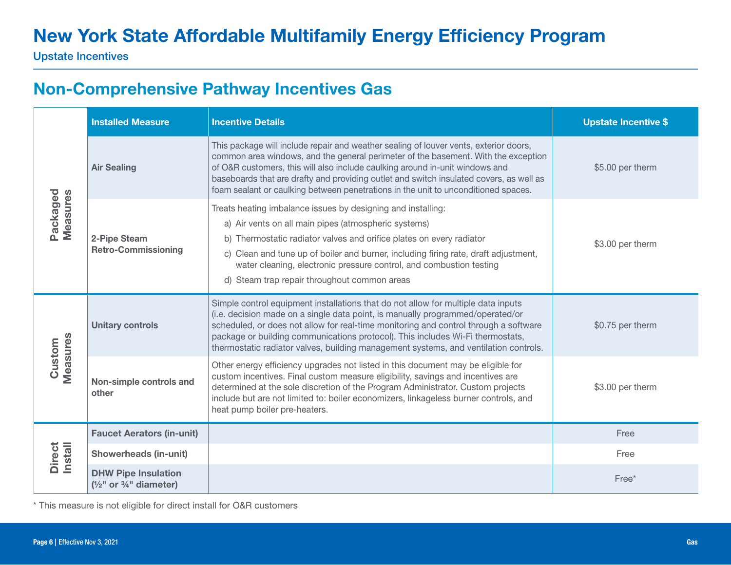# New York State Affordable Multifamily Energy Efficiency Program

Upstate Incentives

## Non-Comprehensive Pathway Incentives Gas

| | Installed Measure | Incentive Details | Upstate Incentive $ |
|---|---|---|---|
| Packaged Measures | Air Sealing | This package will include repair and weather sealing of louver vents, exterior doors, common area windows, and the general perimeter of the basement. With the exception of O&R customers, this will also include caulking around in-unit windows and baseboards that are drafty and providing outlet and switch insulated covers, as well as foam sealant or caulking between penetrations in the unit to unconditioned spaces. | $5.00 per therm |
| | 2-Pipe Steam Retro-Commissioning | Treats heating imbalance issues by designing and installing: a) Air vents on all main pipes (atmospheric systems) b) Thermostatic radiator valves and orifice plates on every radiator c) Clean and tune up of boiler and burner, including firing rate, draft adjustment, water cleaning, electronic pressure control, and combustion testing d) Steam trap repair throughout common areas | $3.00 per therm |
| Custom Measures | Unitary controls | Simple control equipment installations that do not allow for multiple data inputs (i.e. decision made on a single data point, is manually programmed/operated/or scheduled, or does not allow for real-time monitoring and control through a software package or building communications protocol). This includes Wi-Fi thermostats, thermostatic radiator valves, building management systems, and ventilation controls. | $0.75 per therm |
| | Non-simple controls and other | Other energy efficiency upgrades not listed in this document may be eligible for custom incentives. Final custom measure eligibility, savings and incentives are determined at the sole discretion of the Program Administrator. Custom projects include but are not limited to: boiler economizers, linkageless burner controls, and heat pump boiler pre-heaters. | $3.00 per therm |
| Direct Install | Faucet Aerators (in-unit) | | Free |
| | Showerheads (in-unit) | | Free |
| | DHW Pipe Insulation (½" or ¾" diameter) | | Free* |

* This measure is not eligible for direct install for O&R customers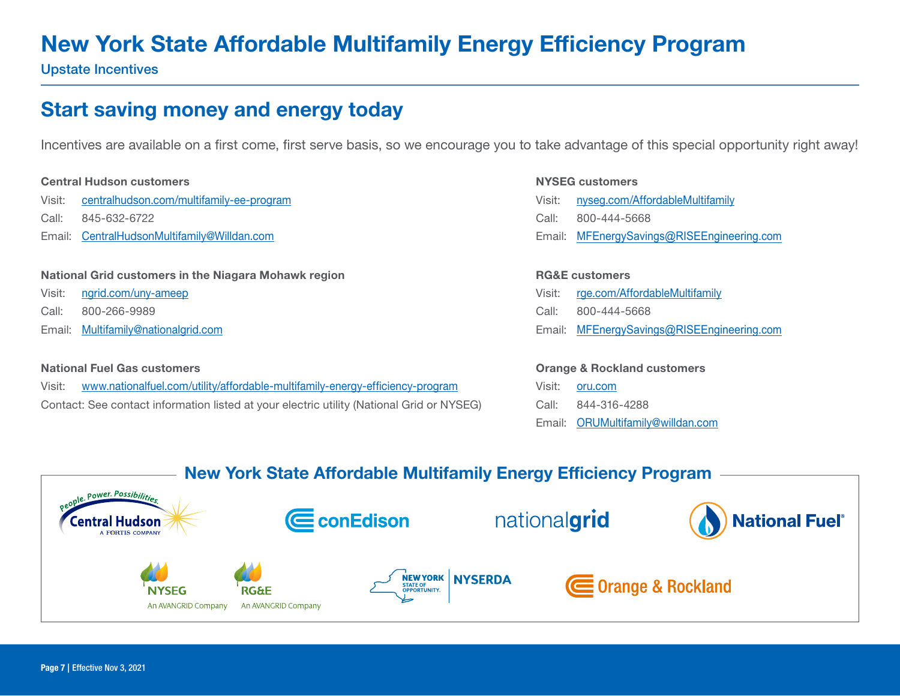# New York State Affordable Multifamily Energy Efficiency Program

Upstate Incentives

## Start saving money and energy today

Incentives are available on a first come, first serve basis, so we encourage you to take advantage of this special opportunity right away!

**Central Hudson customers**

Visit: centralhudson.com/multifamily-ee-program

Call: 845-632-6722

Email: CentralHudsonMultifamily@Willdan.com

**National Grid customers in the Niagara Mohawk region**

Visit: ngrid.com/uny-ameep

Call: 800-266-9989

Email: Multifamily@nationalgrid.com

**National Fuel Gas customers**

Visit: www.nationalfuel.com/utility/affordable-multifamily-energy-efficiency-program

Contact: See contact information listed at your electric utility (National Grid or NYSEG)

**NYSEG customers**

Visit: nyseg.com/AffordableMultifamily

Call: 800-444-5668

Email: MFEnergySavings@RISEEngineering.com

**RG&E customers**

Visit: rge.com/AffordableMultifamily

Call: 800-444-5668

Email: MFEnergySavings@RISEEngineering.com

**Orange & Rockland customers**

Visit: oru.com

Call: 844-316-4288

Email: ORUMultifamily@willdan.com

### New York State Affordable Multifamily Energy Efficiency Program

Central Hudson — A Fortis Company | conEdison | nationalgrid | National Fuel | NYSEG — An AVANGRID Company | RG&E — An AVANGRID Company | New York State of Opportunity. NYSERDA | Orange & Rockland

Effective Nov 3, 2021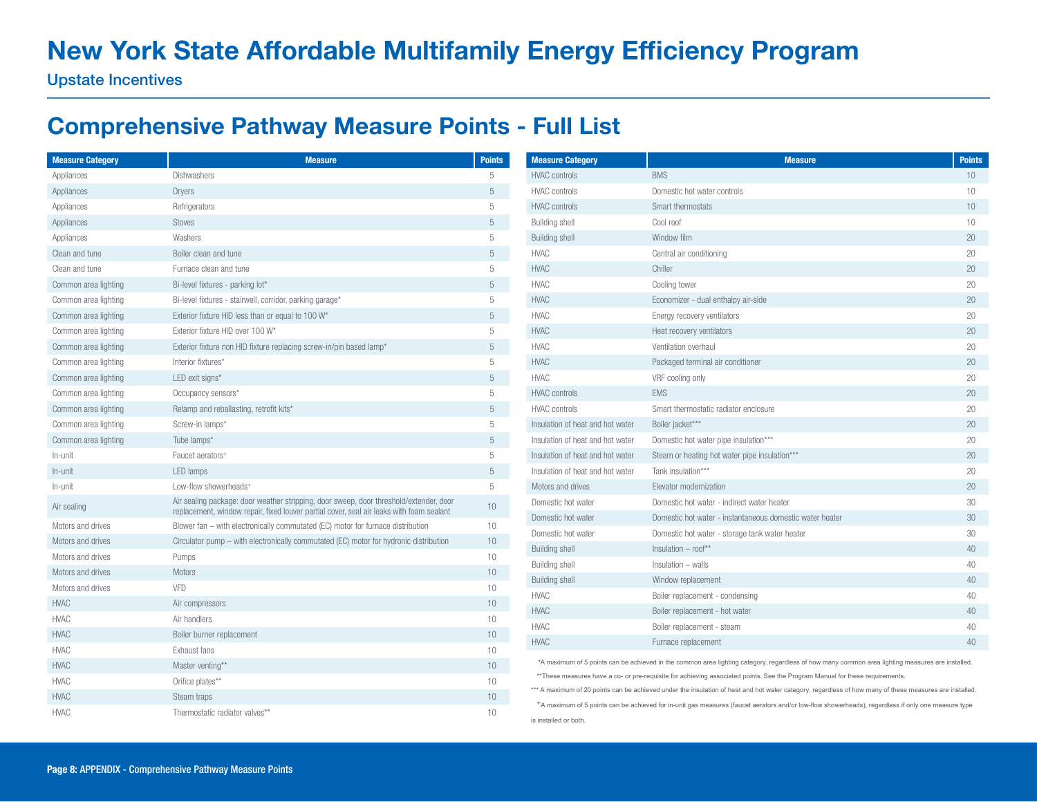# New York State Affordable Multifamily Energy Efficiency Program

Upstate Incentives

## Comprehensive Pathway Measure Points - Full List

| Measure Category | Measure | Points |
|---|---|---|
| Appliances | Dishwashers | 5 |
| Appliances | Dryers | 5 |
| Appliances | Refrigerators | 5 |
| Appliances | Stoves | 5 |
| Appliances | Washers | 5 |
| Clean and tune | Boiler clean and tune | 5 |
| Clean and tune | Furnace clean and tune | 5 |
| Common area lighting | Bi-level fixtures - parking lot* | 5 |
| Common area lighting | Bi-level fixtures - stairwell, corridor, parking garage* | 5 |
| Common area lighting | Exterior fixture HID less than or equal to 100 W* | 5 |
| Common area lighting | Exterior fixture HID over 100 W* | 5 |
| Common area lighting | Exterior fixture non HID fixture replacing screw-in/pin based lamp* | 5 |
| Common area lighting | Interior fixtures* | 5 |
| Common area lighting | LED exit signs* | 5 |
| Common area lighting | Occupancy sensors* | 5 |
| Common area lighting | Relamp and reballasting, retrofit kits* | 5 |
| Common area lighting | Screw-in lamps* | 5 |
| Common area lighting | Tube lamps* | 5 |
| In-unit | Faucet aerators+ | 5 |
| In-unit | LED lamps | 5 |
| In-unit | Low-flow showerheads+ | 5 |
| Air sealing | Air sealing package: door weather stripping, door sweep, door threshold/extender, door replacement, window repair, fixed louver partial cover, seal air leaks with foam sealant | 10 |
| Motors and drives | Blower fan – with electronically commutated (EC) motor for furnace distribution | 10 |
| Motors and drives | Circulator pump – with electronically commutated (EC) motor for hydronic distribution | 10 |
| Motors and drives | Pumps | 10 |
| Motors and drives | Motors | 10 |
| Motors and drives | VFD | 10 |
| HVAC | Air compressors | 10 |
| HVAC | Air handlers | 10 |
| HVAC | Boiler burner replacement | 10 |
| HVAC | Exhaust fans | 10 |
| HVAC | Master venting** | 10 |
| HVAC | Orifice plates** | 10 |
| HVAC | Steam traps | 10 |
| HVAC | Thermostatic radiator valves** | 10 |
| HVAC controls | BMS | 10 |
| HVAC controls | Domestic hot water controls | 10 |
| HVAC controls | Smart thermostats | 10 |
| Building shell | Cool roof | 10 |
| Building shell | Window film | 20 |
| HVAC | Central air conditioning | 20 |
| HVAC | Chiller | 20 |
| HVAC | Cooling tower | 20 |
| HVAC | Economizer - dual enthalpy air-side | 20 |
| HVAC | Energy recovery ventilators | 20 |
| HVAC | Heat recovery ventilators | 20 |
| HVAC | Ventilation overhaul | 20 |
| HVAC | Packaged terminal air conditioner | 20 |
| HVAC | VRF cooling only | 20 |
| HVAC controls | EMS | 20 |
| HVAC controls | Smart thermostatic radiator enclosure | 20 |
| Insulation of heat and hot water | Boiler jacket*** | 20 |
| Insulation of heat and hot water | Domestic hot water pipe insulation*** | 20 |
| Insulation of heat and hot water | Steam or heating hot water pipe insulation*** | 20 |
| Insulation of heat and hot water | Tank insulation*** | 20 |
| Motors and drives | Elevator modernization | 20 |
| Domestic hot water | Domestic hot water - indirect water heater | 30 |
| Domestic hot water | Domestic hot water - instantaneous domestic water heater | 30 |
| Domestic hot water | Domestic hot water - storage tank water heater | 30 |
| Building shell | Insulation – roof** | 40 |
| Building shell | Insulation – walls | 40 |
| Building shell | Window replacement | 40 |
| HVAC | Boiler replacement - condensing | 40 |
| HVAC | Boiler replacement - hot water | 40 |
| HVAC | Boiler replacement - steam | 40 |
| HVAC | Furnace replacement | 40 |

*A maximum of 5 points can be achieved in the common area lighting category, regardless of how many common area lighting measures are installed.

**These measures have a co- or pre-requisite for achieving associated points. See the Program Manual for these requirements.

*** A maximum of 20 points can be achieved under the insulation of heat and hot water category, regardless of how many of these measures are installed.

+A maximum of 5 points can be achieved for in-unit gas measures (faucet aerators and/or low-flow showerheads), regardless if only one measure type is installed or both.

**Page 8:** APPENDIX - Comprehensive Pathway Measure Points